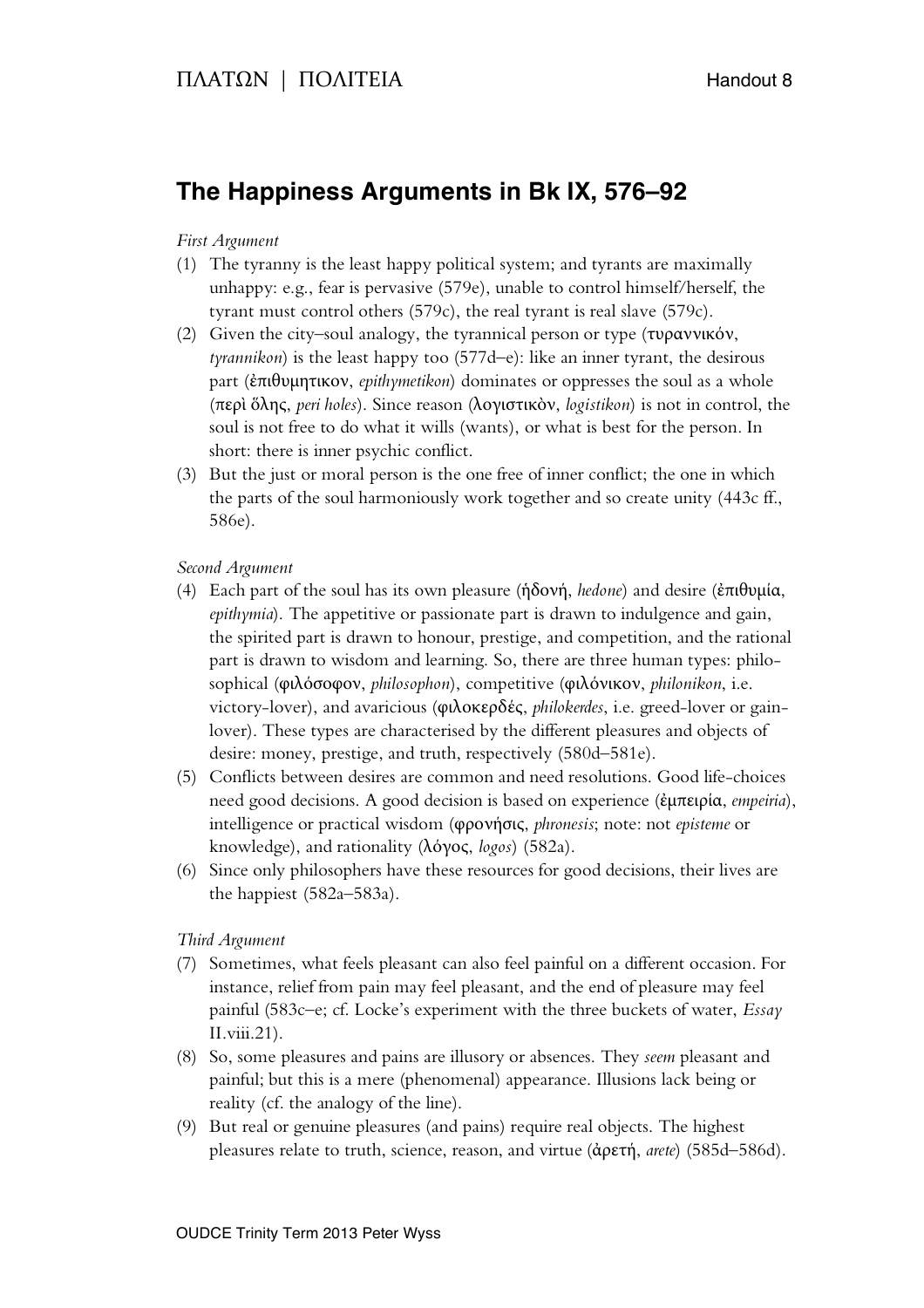# The Happiness Arguments in Bk IX, 576–92

*First Argument*

(1) The tyranny is the least happy political system; and tyrants are maximally unhappy: e.g., fear is pervasive (579e), unable to control himself/herself, the tyrant must control others (579c), the real tyrant is real slave (579c).

(2) Given the city–soul analogy, the tyrannical person or type (τυραννικόν, *tyrannikon*) is the least happy too (577d–e): like an inner tyrant, the desirous part (ἐπιθυμητικον, *epithymetikon*) dominates or oppresses the soul as a whole (περὶ ὅλης, *peri holes*). Since reason (λογιστικὸν, *logistikon*) is not in control, the soul is not free to do what it wills (wants), or what is best for the person. In short: there is inner psychic conflict.

(3) But the just or moral person is the one free of inner conflict; the one in which the parts of the soul harmoniously work together and so create unity (443c ff., 586e).

*Second Argument*

(4) Each part of the soul has its own pleasure (ἡδονή, *hedone*) and desire (ἐπιθυμία, *epithymia*). The appetitive or passionate part is drawn to indulgence and gain, the spirited part is drawn to honour, prestige, and competition, and the rational part is drawn to wisdom and learning. So, there are three human types: philosophical (φιλόσοφον, *philosophon*), competitive (φιλόνικον, *philonikon*, i.e. victory-lover), and avaricious (φιλοκερδές, *philokerdes*, i.e. greed-lover or gain-lover). These types are characterised by the different pleasures and objects of desire: money, prestige, and truth, respectively (580d–581e).

(5) Conflicts between desires are common and need resolutions. Good life-choices need good decisions. A good decision is based on experience (ἐμπειρία, *empeiria*), intelligence or practical wisdom (φρονήσις, *phronesis*; note: not *episteme* or knowledge), and rationality (λόγος, *logos*) (582a).

(6) Since only philosophers have these resources for good decisions, their lives are the happiest (582a–583a).

*Third Argument*

(7) Sometimes, what feels pleasant can also feel painful on a different occasion. For instance, relief from pain may feel pleasant, and the end of pleasure may feel painful (583c–e; cf. Locke's experiment with the three buckets of water, *Essay* II.viii.21).

(8) So, some pleasures and pains are illusory or absences. They *seem* pleasant and painful; but this is a mere (phenomenal) appearance. Illusions lack being or reality (cf. the analogy of the line).

(9) But real or genuine pleasures (and pains) require real objects. The highest pleasures relate to truth, science, reason, and virtue (ἀρετή, *arete*) (585d–586d).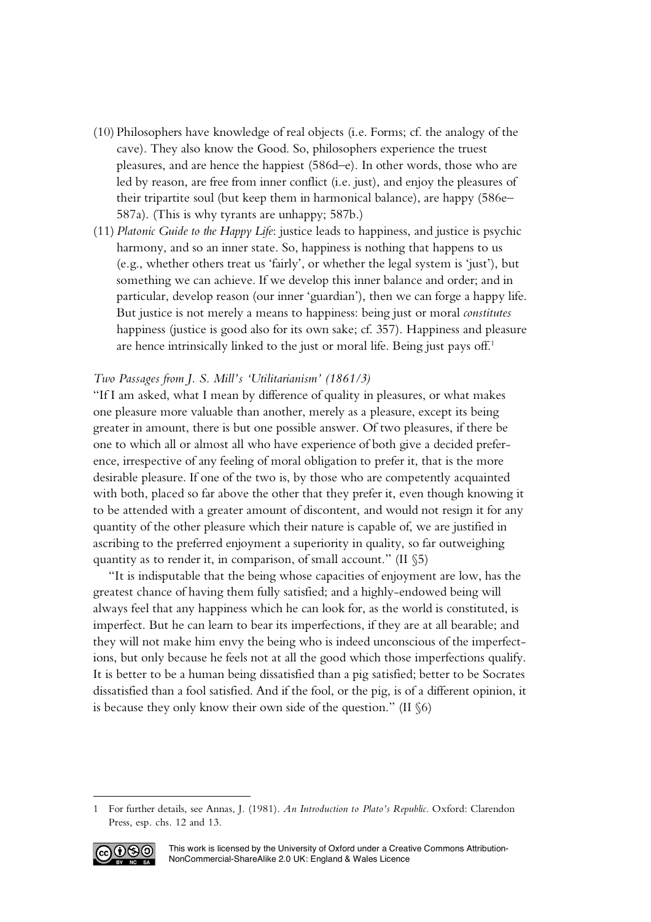(10) Philosophers have knowledge of real objects (i.e. Forms; cf. the analogy of the cave). They also know the Good. So, philosophers experience the truest pleasures, and are hence the happiest (586d–e). In other words, those who are led by reason, are free from inner conflict (i.e. just), and enjoy the pleasures of their tripartite soul (but keep them in harmonical balance), are happy (586e–587a). (This is why tyrants are unhappy; 587b.)

(11) *Platonic Guide to the Happy Life*: justice leads to happiness, and justice is psychic harmony, and so an inner state. So, happiness is nothing that happens to us (e.g., whether others treat us 'fairly', or whether the legal system is 'just'), but something we can achieve. If we develop this inner balance and order; and in particular, develop reason (our inner 'guardian'), then we can forge a happy life. But justice is not merely a means to happiness: being just or moral *constitutes* happiness (justice is good also for its own sake; cf. 357). Happiness and pleasure are hence intrinsically linked to the just or moral life. Being just pays off.[1]

*Two Passages from J. S. Mill's 'Utilitarianism' (1861/3)*

"If I am asked, what I mean by difference of quality in pleasures, or what makes one pleasure more valuable than another, merely as a pleasure, except its being greater in amount, there is but one possible answer. Of two pleasures, if there be one to which all or almost all who have experience of both give a decided preference, irrespective of any feeling of moral obligation to prefer it, that is the more desirable pleasure. If one of the two is, by those who are competently acquainted with both, placed so far above the other that they prefer it, even though knowing it to be attended with a greater amount of discontent, and would not resign it for any quantity of the other pleasure which their nature is capable of, we are justified in ascribing to the preferred enjoyment a superiority in quality, so far outweighing quantity as to render it, in comparison, of small account." (II §5)

"It is indisputable that the being whose capacities of enjoyment are low, has the greatest chance of having them fully satisfied; and a highly-endowed being will always feel that any happiness which he can look for, as the world is constituted, is imperfect. But he can learn to bear its imperfections, if they are at all bearable; and they will not make him envy the being who is indeed unconscious of the imperfections, but only because he feels not at all the good which those imperfections qualify. It is better to be a human being dissatisfied than a pig satisfied; better to be Socrates dissatisfied than a fool satisfied. And if the fool, or the pig, is of a different opinion, it is because they only know their own side of the question." (II §6)

1 For further details, see Annas, J. (1981). *An Introduction to Plato's Republic*. Oxford: Clarendon Press, esp. chs. 12 and 13.

This work is licensed by the University of Oxford under a Creative Commons Attribution-NonCommercial-ShareAlike 2.0 UK: England & Wales Licence